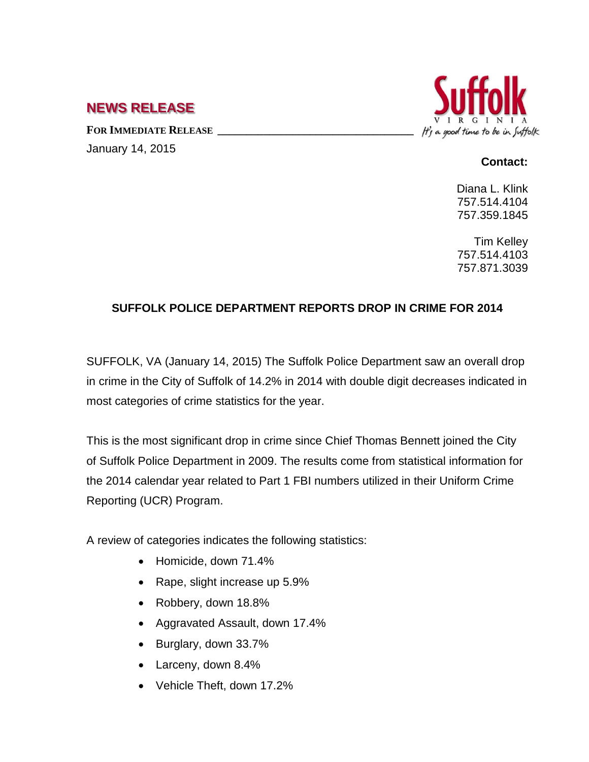# NEWS RELEASE

Suffolk
VIRGINIA
*It's a good time to be in Suffolk*

**FOR IMMEDIATE RELEASE**

January 14, 2015

**Contact:**

Diana L. Klink
757.514.4104
757.359.1845

Tim Kelley
757.514.4103
757.871.3039

## SUFFOLK POLICE DEPARTMENT REPORTS DROP IN CRIME FOR 2014

SUFFOLK, VA (January 14, 2015) The Suffolk Police Department saw an overall drop in crime in the City of Suffolk of 14.2% in 2014 with double digit decreases indicated in most categories of crime statistics for the year.

This is the most significant drop in crime since Chief Thomas Bennett joined the City of Suffolk Police Department in 2009. The results come from statistical information for the 2014 calendar year related to Part 1 FBI numbers utilized in their Uniform Crime Reporting (UCR) Program.

A review of categories indicates the following statistics:

- Homicide, down 71.4%
- Rape, slight increase up 5.9%
- Robbery, down 18.8%
- Aggravated Assault, down 17.4%
- Burglary, down 33.7%
- Larceny, down 8.4%
- Vehicle Theft, down 17.2%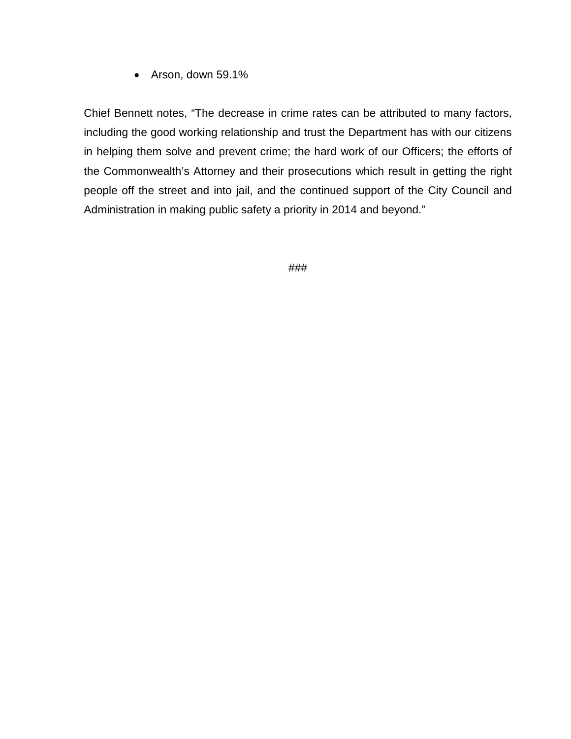- Arson, down 59.1%

Chief Bennett notes, “The decrease in crime rates can be attributed to many factors, including the good working relationship and trust the Department has with our citizens in helping them solve and prevent crime; the hard work of our Officers; the efforts of the Commonwealth’s Attorney and their prosecutions which result in getting the right people off the street and into jail, and the continued support of the City Council and Administration in making public safety a priority in 2014 and beyond.”

###